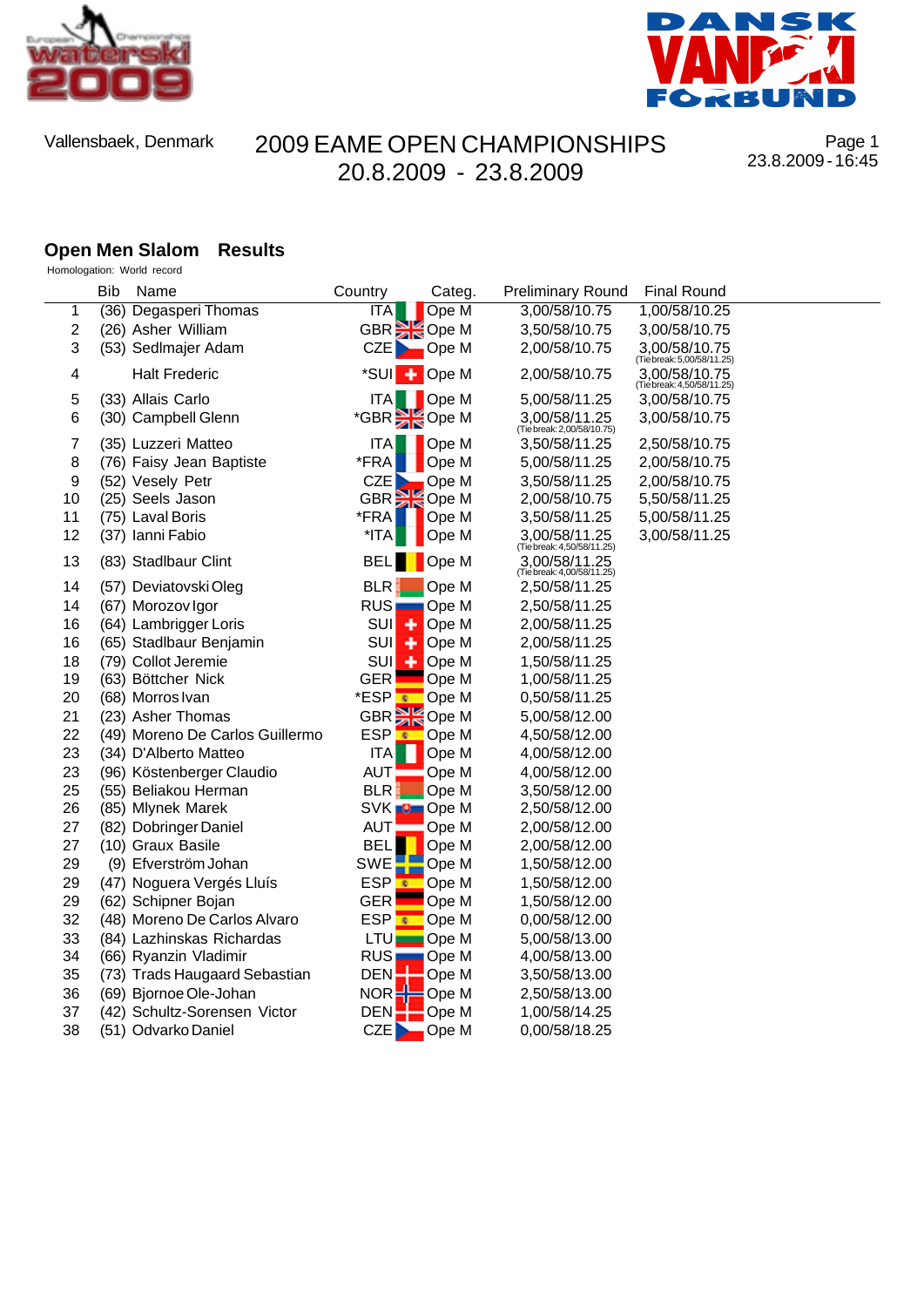Vallensbaek, Denmark

# 2009 EAME OPEN CHAMPIONSHIPS
## 20.8.2009 - 23.8.2009

23.8.2009 - 16:45

### Open Men Slalom Results

Homologation: World record

| | Bib | Name | Country | Categ. | Preliminary Round | Final Round |
|---|---|---|---|---|---|---|
| 1 | (36) | Degasperi Thomas | ITA | Ope M | 3,00/58/10.75 | 1,00/58/10.25 |
| 2 | (26) | Asher William | GBR | Ope M | 3,50/58/10.75 | 3,00/58/10.75 |
| 3 | (53) | Sedlmajer Adam | CZE | Ope M | 2,00/58/10.75 | 3,00/58/10.75 (Tie break: 5,00/58/11.25) |
| 4 | | Halt Frederic | *SUI | Ope M | 2,00/58/10.75 | 3,00/58/10.75 (Tie break: 4,50/58/11.25) |
| 5 | (33) | Allais Carlo | ITA | Ope M | 5,00/58/11.25 | 3,00/58/10.75 |
| 6 | (30) | Campbell Glenn | *GBR | Ope M | 3,00/58/11.25 (Tie break: 2,00/58/10.75) | 3,00/58/10.75 |
| 7 | (35) | Luzzeri Matteo | ITA | Ope M | 3,50/58/11.25 | 2,50/58/10.75 |
| 8 | (76) | Faisy Jean Baptiste | *FRA | Ope M | 5,00/58/11.25 | 2,00/58/10.75 |
| 9 | (52) | Vesely Petr | CZE | Ope M | 3,50/58/11.25 | 2,00/58/10.75 |
| 10 | (25) | Seels Jason | GBR | Ope M | 2,00/58/10.75 | 5,50/58/11.25 |
| 11 | (75) | Laval Boris | *FRA | Ope M | 3,50/58/11.25 | 5,00/58/11.25 |
| 12 | (37) | Ianni Fabio | *ITA | Ope M | 3,00/58/11.25 (Tie break: 4,50/58/11.25) | 3,00/58/11.25 |
| 13 | (83) | Stadlbaur Clint | BEL | Ope M | 3,00/58/11.25 (Tie break: 4,00/58/11.25) | |
| 14 | (57) | Deviatovski Oleg | BLR | Ope M | 2,50/58/11.25 | |
| 14 | (67) | Morozov Igor | RUS | Ope M | 2,50/58/11.25 | |
| 16 | (64) | Lambrigger Loris | SUI | Ope M | 2,00/58/11.25 | |
| 16 | (65) | Stadlbaur Benjamin | SUI | Ope M | 2,00/58/11.25 | |
| 18 | (79) | Collot Jeremie | SUI | Ope M | 1,50/58/11.25 | |
| 19 | (63) | Böttcher Nick | GER | Ope M | 1,00/58/11.25 | |
| 20 | (68) | Morros Ivan | *ESP | Ope M | 0,50/58/11.25 | |
| 21 | (23) | Asher Thomas | GBR | Ope M | 5,00/58/12.00 | |
| 22 | (49) | Moreno De Carlos Guillermo | ESP | Ope M | 4,50/58/12.00 | |
| 23 | (34) | D'Alberto Matteo | ITA | Ope M | 4,00/58/12.00 | |
| 23 | (96) | Köstenberger Claudio | AUT | Ope M | 4,00/58/12.00 | |
| 25 | (55) | Beliakou Herman | BLR | Ope M | 3,50/58/12.00 | |
| 26 | (85) | Mlynek Marek | SVK | Ope M | 2,50/58/12.00 | |
| 27 | (82) | Dobringer Daniel | AUT | Ope M | 2,00/58/12.00 | |
| 27 | (10) | Graux Basile | BEL | Ope M | 2,00/58/12.00 | |
| 29 | (9) | Efverström Johan | SWE | Ope M | 1,50/58/12.00 | |
| 29 | (47) | Noguera Vergés Lluís | ESP | Ope M | 1,50/58/12.00 | |
| 29 | (62) | Schipner Bojan | GER | Ope M | 1,50/58/12.00 | |
| 32 | (48) | Moreno De Carlos Alvaro | ESP | Ope M | 0,00/58/12.00 | |
| 33 | (84) | Lazhinskas Richardas | LTU | Ope M | 5,00/58/13.00 | |
| 34 | (66) | Ryanzin Vladimir | RUS | Ope M | 4,00/58/13.00 | |
| 35 | (73) | Trads Haugaard Sebastian | DEN | Ope M | 3,50/58/13.00 | |
| 36 | (69) | Bjornoe Ole-Johan | NOR | Ope M | 2,50/58/13.00 | |
| 37 | (42) | Schultz-Sorensen Victor | DEN | Ope M | 1,00/58/14.25 | |
| 38 | (51) | Odvarko Daniel | CZE | Ope M | 0,00/58/18.25 | |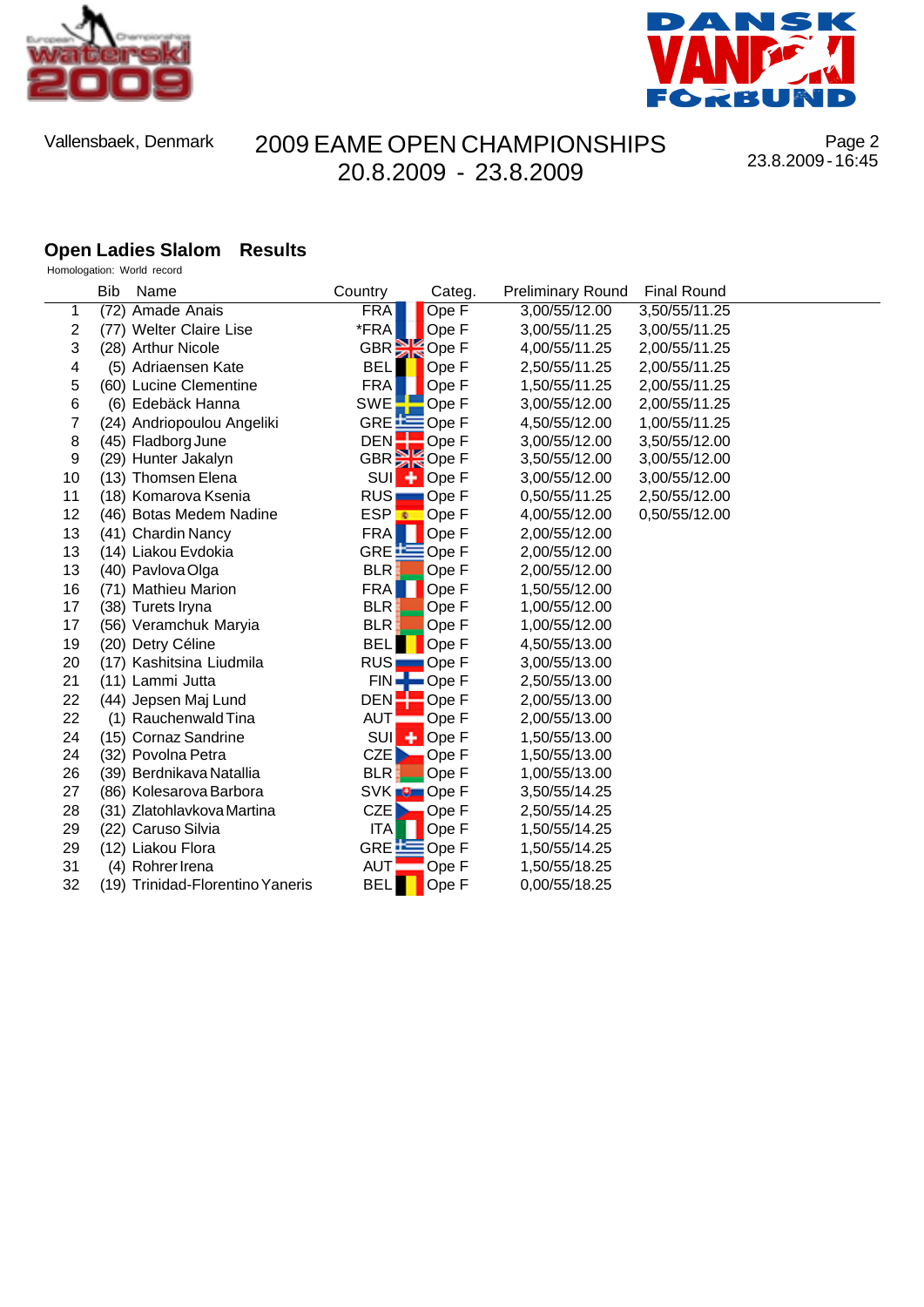Vallensbaek, Denmark

# 2009 EAME OPEN CHAMPIONSHIPS
20.8.2009 - 23.8.2009

23.8.2009 - 16:45

## Open Ladies Slalom Results

Homologation: World record

| | Bib | Name | Country | Categ. | Preliminary Round | Final Round |
|---|---|---|---|---|---|---|
| 1 | (72) | Amade Anais | FRA | Ope F | 3,00/55/12.00 | 3,50/55/11.25 |
| 2 | (77) | Welter Claire Lise | *FRA | Ope F | 3,00/55/11.25 | 3,00/55/11.25 |
| 3 | (28) | Arthur Nicole | GBR | Ope F | 4,00/55/11.25 | 2,00/55/11.25 |
| 4 | (5) | Adriaensen Kate | BEL | Ope F | 2,50/55/11.25 | 2,00/55/11.25 |
| 5 | (60) | Lucine Clementine | FRA | Ope F | 1,50/55/11.25 | 2,00/55/11.25 |
| 6 | (6) | Edebäck Hanna | SWE | Ope F | 3,00/55/12.00 | 2,00/55/11.25 |
| 7 | (24) | Andriopoulou Angeliki | GRE | Ope F | 4,50/55/12.00 | 1,00/55/11.25 |
| 8 | (45) | Fladborg June | DEN | Ope F | 3,00/55/12.00 | 3,50/55/12.00 |
| 9 | (29) | Hunter Jakalyn | GBR | Ope F | 3,50/55/12.00 | 3,00/55/12.00 |
| 10 | (13) | Thomsen Elena | SUI | Ope F | 3,00/55/12.00 | 3,00/55/12.00 |
| 11 | (18) | Komarova Ksenia | RUS | Ope F | 0,50/55/11.25 | 2,50/55/12.00 |
| 12 | (46) | Botas Medem Nadine | ESP | Ope F | 4,00/55/12.00 | 0,50/55/12.00 |
| 13 | (41) | Chardin Nancy | FRA | Ope F | 2,00/55/12.00 | |
| 13 | (14) | Liakou Evdokia | GRE | Ope F | 2,00/55/12.00 | |
| 13 | (40) | Pavlova Olga | BLR | Ope F | 2,00/55/12.00 | |
| 16 | (71) | Mathieu Marion | FRA | Ope F | 1,50/55/12.00 | |
| 17 | (38) | Turets Iryna | BLR | Ope F | 1,00/55/12.00 | |
| 17 | (56) | Veramchuk Maryia | BLR | Ope F | 1,00/55/12.00 | |
| 19 | (20) | Detry Céline | BEL | Ope F | 4,50/55/13.00 | |
| 20 | (17) | Kashitsina Liudmila | RUS | Ope F | 3,00/55/13.00 | |
| 21 | (11) | Lammi Jutta | FIN | Ope F | 2,50/55/13.00 | |
| 22 | (44) | Jepsen Maj Lund | DEN | Ope F | 2,00/55/13.00 | |
| 22 | (1) | Rauchenwald Tina | AUT | Ope F | 2,00/55/13.00 | |
| 24 | (15) | Cornaz Sandrine | SUI | Ope F | 1,50/55/13.00 | |
| 24 | (32) | Povolna Petra | CZE | Ope F | 1,50/55/13.00 | |
| 26 | (39) | Berdnikava Natallia | BLR | Ope F | 1,00/55/13.00 | |
| 27 | (86) | Kolesarova Barbora | SVK | Ope F | 3,50/55/14.25 | |
| 28 | (31) | Zlatohlavkova Martina | CZE | Ope F | 2,50/55/14.25 | |
| 29 | (22) | Caruso Silvia | ITA | Ope F | 1,50/55/14.25 | |
| 29 | (12) | Liakou Flora | GRE | Ope F | 1,50/55/14.25 | |
| 31 | (4) | Rohrer Irena | AUT | Ope F | 1,50/55/18.25 | |
| 32 | (19) | Trinidad-Florentino Yaneris | BEL | Ope F | 0,00/55/18.25 | |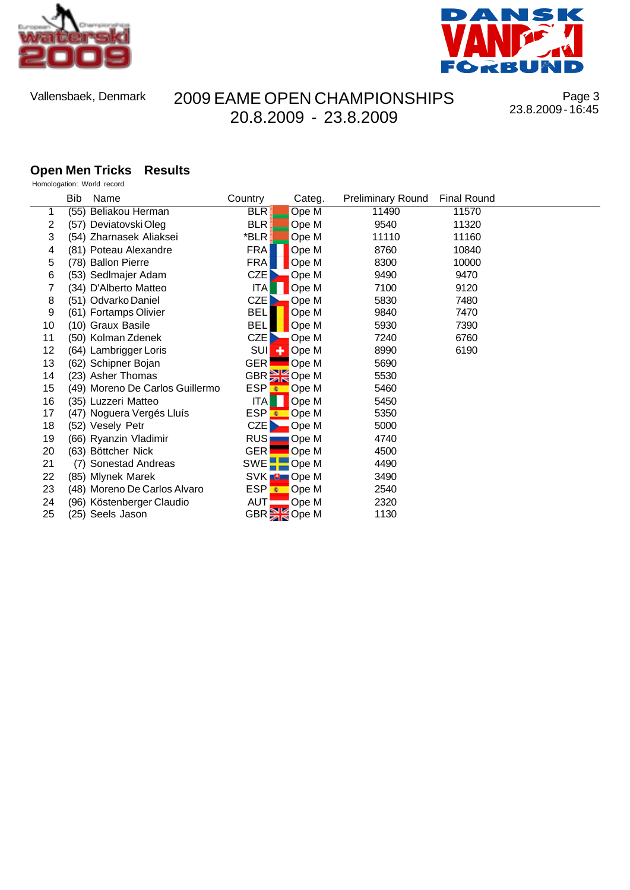Vallensbaek, Denmark

# 2009 EAME OPEN CHAMPIONSHIPS
## 20.8.2009 - 23.8.2009

23.8.2009 - 16:45

### Open Men Tricks Results

Homologation: World record

| | Bib | Name | Country | Categ. | Preliminary Round | Final Round |
|---|---|---|---|---|---|---|
| 1 | (55) | Beliakou Herman | BLR | Ope M | 11490 | 11570 |
| 2 | (57) | Deviatovski Oleg | BLR | Ope M | 9540 | 11320 |
| 3 | (54) | Zharnasek Aliaksei | *BLR | Ope M | 11110 | 11160 |
| 4 | (81) | Poteau Alexandre | FRA | Ope M | 8760 | 10840 |
| 5 | (78) | Ballon Pierre | FRA | Ope M | 8300 | 10000 |
| 6 | (53) | Sedlmajer Adam | CZE | Ope M | 9490 | 9470 |
| 7 | (34) | D'Alberto Matteo | ITA | Ope M | 7100 | 9120 |
| 8 | (51) | Odvarko Daniel | CZE | Ope M | 5830 | 7480 |
| 9 | (61) | Fortamps Olivier | BEL | Ope M | 9840 | 7470 |
| 10 | (10) | Graux Basile | BEL | Ope M | 5930 | 7390 |
| 11 | (50) | Kolman Zdenek | CZE | Ope M | 7240 | 6760 |
| 12 | (64) | Lambrigger Loris | SUI | Ope M | 8990 | 6190 |
| 13 | (62) | Schipner Bojan | GER | Ope M | 5690 | |
| 14 | (23) | Asher Thomas | GBR | Ope M | 5530 | |
| 15 | (49) | Moreno De Carlos Guillermo | ESP | Ope M | 5460 | |
| 16 | (35) | Luzzeri Matteo | ITA | Ope M | 5450 | |
| 17 | (47) | Noguera Vergés Lluís | ESP | Ope M | 5350 | |
| 18 | (52) | Vesely Petr | CZE | Ope M | 5000 | |
| 19 | (66) | Ryanzin Vladimir | RUS | Ope M | 4740 | |
| 20 | (63) | Böttcher Nick | GER | Ope M | 4500 | |
| 21 | (7) | Sonestad Andreas | SWE | Ope M | 4490 | |
| 22 | (85) | Mlynek Marek | SVK | Ope M | 3490 | |
| 23 | (48) | Moreno De Carlos Alvaro | ESP | Ope M | 2540 | |
| 24 | (96) | Köstenberger Claudio | AUT | Ope M | 2320 | |
| 25 | (25) | Seels Jason | GBR | Ope M | 1130 | |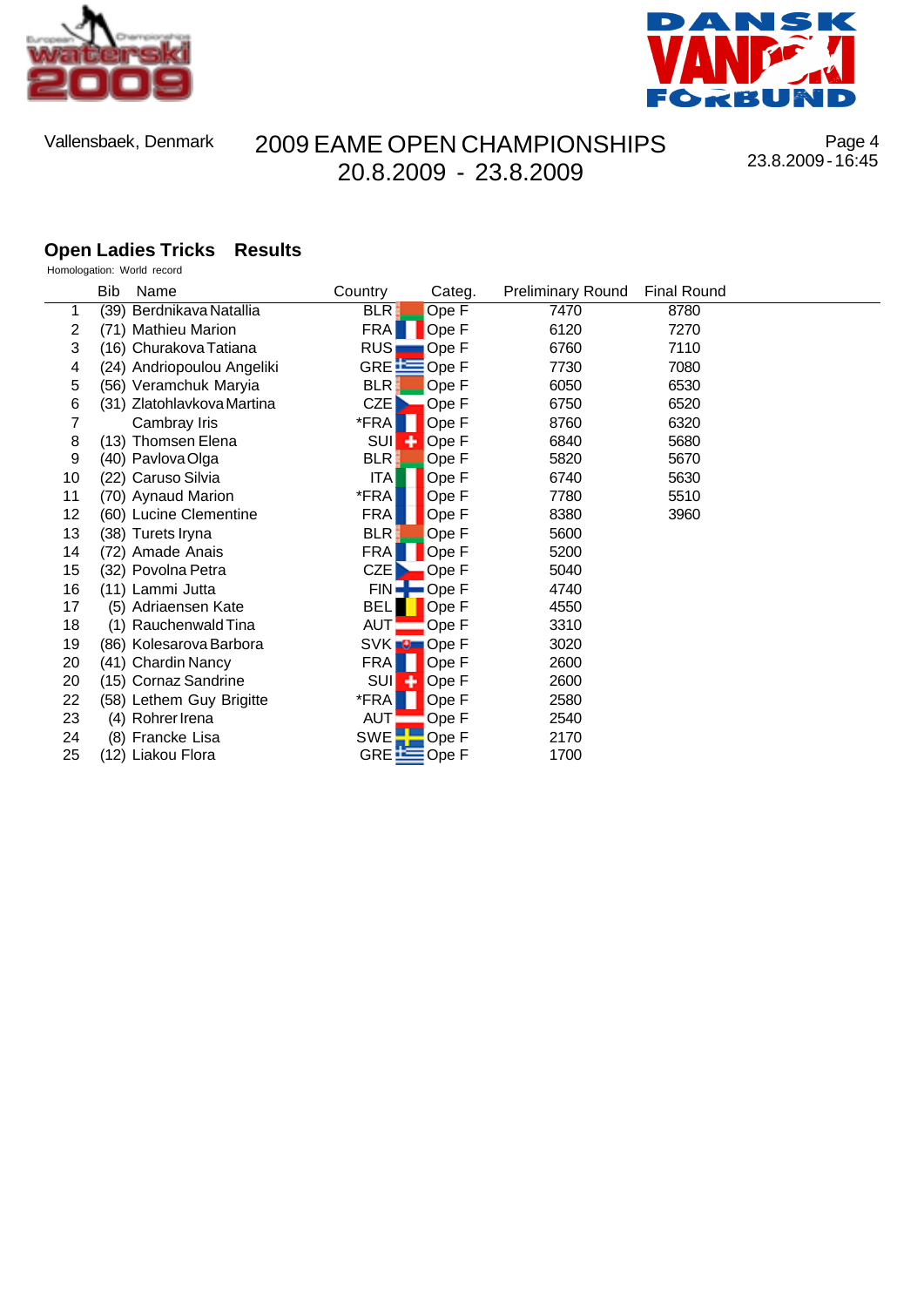Vallensbaek, Denmark

# 2009 EAME OPEN CHAMPIONSHIPS
20.8.2009 - 23.8.2009

23.8.2009 - 16:45

## Open Ladies Tricks Results

Homologation: World record

| | Bib | Name | Country | Categ. | Preliminary Round | Final Round |
|---|---|---|---|---|---|---|
| 1 | (39) | Berdnikava Natallia | BLR | Ope F | 7470 | 8780 |
| 2 | (71) | Mathieu Marion | FRA | Ope F | 6120 | 7270 |
| 3 | (16) | Churakova Tatiana | RUS | Ope F | 6760 | 7110 |
| 4 | (24) | Andriopoulou Angeliki | GRE | Ope F | 7730 | 7080 |
| 5 | (56) | Veramchuk Maryia | BLR | Ope F | 6050 | 6530 |
| 6 | (31) | Zlatohlavkova Martina | CZE | Ope F | 6750 | 6520 |
| 7 | | Cambray Iris | *FRA | Ope F | 8760 | 6320 |
| 8 | (13) | Thomsen Elena | SUI | Ope F | 6840 | 5680 |
| 9 | (40) | Pavlova Olga | BLR | Ope F | 5820 | 5670 |
| 10 | (22) | Caruso Silvia | ITA | Ope F | 6740 | 5630 |
| 11 | (70) | Aynaud Marion | *FRA | Ope F | 7780 | 5510 |
| 12 | (60) | Lucine Clementine | FRA | Ope F | 8380 | 3960 |
| 13 | (38) | Turets Iryna | BLR | Ope F | 5600 | |
| 14 | (72) | Amade Anais | FRA | Ope F | 5200 | |
| 15 | (32) | Povolna Petra | CZE | Ope F | 5040 | |
| 16 | (11) | Lammi Jutta | FIN | Ope F | 4740 | |
| 17 | (5) | Adriaensen Kate | BEL | Ope F | 4550 | |
| 18 | (1) | Rauchenwald Tina | AUT | Ope F | 3310 | |
| 19 | (86) | Kolesarova Barbora | SVK | Ope F | 3020 | |
| 20 | (41) | Chardin Nancy | FRA | Ope F | 2600 | |
| 20 | (15) | Cornaz Sandrine | SUI | Ope F | 2600 | |
| 22 | (58) | Lethem Guy Brigitte | *FRA | Ope F | 2580 | |
| 23 | (4) | Rohrer Irena | AUT | Ope F | 2540 | |
| 24 | (8) | Francke Lisa | SWE | Ope F | 2170 | |
| 25 | (12) | Liakou Flora | GRE | Ope F | 1700 | |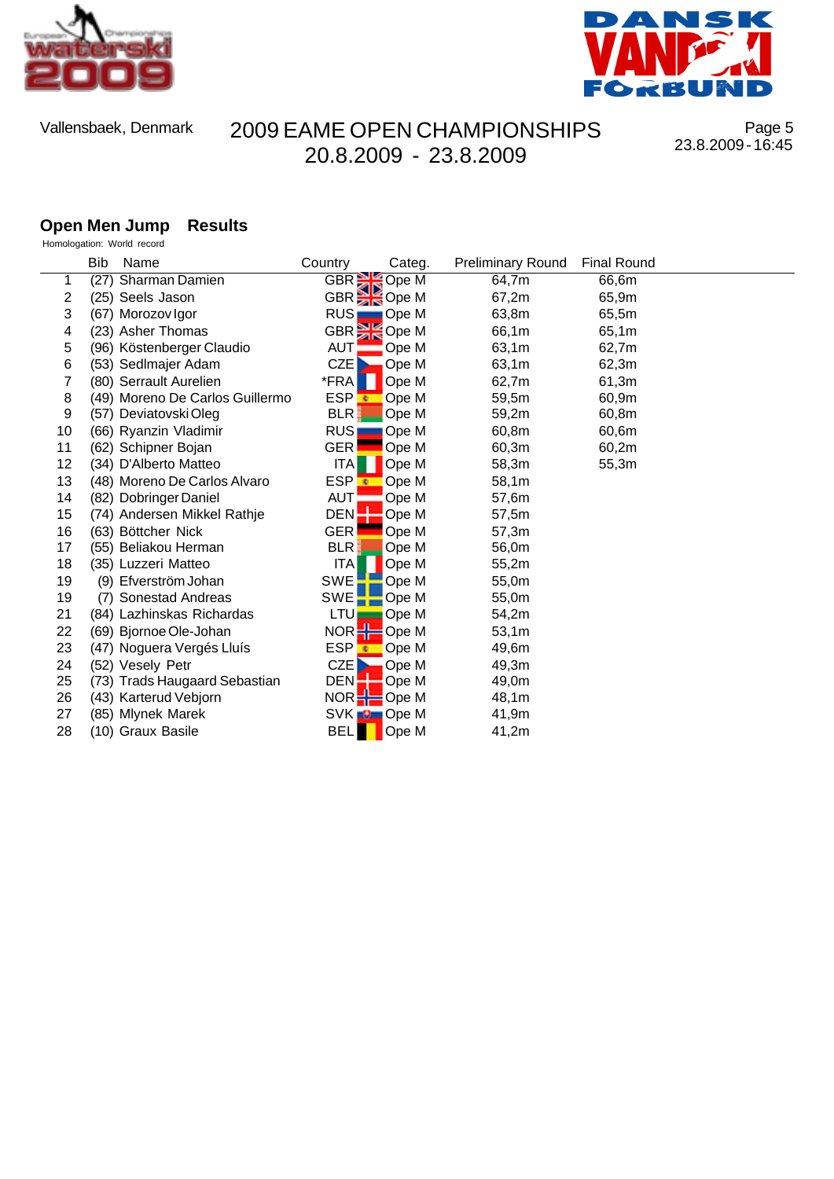Vallensbaek, Denmark

# 2009 EAME OPEN CHAMPIONSHIPS
## 20.8.2009 - 23.8.2009

23.8.2009 - 16:45

### Open Men Jump    Results

Homologation: World record

| | Bib | Name | Country | Categ. | Preliminary Round | Final Round |
|---|---|---|---|---|---|---|
| 1 | (27) | Sharman Damien | GBR | Ope M | 64,7m | 66,6m |
| 2 | (25) | Seels Jason | GBR | Ope M | 67,2m | 65,9m |
| 3 | (67) | Morozov Igor | RUS | Ope M | 63,8m | 65,5m |
| 4 | (23) | Asher Thomas | GBR | Ope M | 66,1m | 65,1m |
| 5 | (96) | Köstenberger Claudio | AUT | Ope M | 63,1m | 62,7m |
| 6 | (53) | Sedlmajer Adam | CZE | Ope M | 63,1m | 62,3m |
| 7 | (80) | Serrault Aurelien | *FRA | Ope M | 62,7m | 61,3m |
| 8 | (49) | Moreno De Carlos Guillermo | ESP | Ope M | 59,5m | 60,9m |
| 9 | (57) | Deviatovski Oleg | BLR | Ope M | 59,2m | 60,8m |
| 10 | (66) | Ryanzin Vladimir | RUS | Ope M | 60,8m | 60,6m |
| 11 | (62) | Schipner Bojan | GER | Ope M | 60,3m | 60,2m |
| 12 | (34) | D'Alberto Matteo | ITA | Ope M | 58,3m | 55,3m |
| 13 | (48) | Moreno De Carlos Alvaro | ESP | Ope M | 58,1m | |
| 14 | (82) | Dobringer Daniel | AUT | Ope M | 57,6m | |
| 15 | (74) | Andersen Mikkel Rathje | DEN | Ope M | 57,5m | |
| 16 | (63) | Böttcher Nick | GER | Ope M | 57,3m | |
| 17 | (55) | Beliakou Herman | BLR | Ope M | 56,0m | |
| 18 | (35) | Luzzeri Matteo | ITA | Ope M | 55,2m | |
| 19 | (9) | Efverström Johan | SWE | Ope M | 55,0m | |
| 19 | (7) | Sonestad Andreas | SWE | Ope M | 55,0m | |
| 21 | (84) | Lazhinskas Richardas | LTU | Ope M | 54,2m | |
| 22 | (69) | Bjornoe Ole-Johan | NOR | Ope M | 53,1m | |
| 23 | (47) | Noguera Vergés Lluís | ESP | Ope M | 49,6m | |
| 24 | (52) | Vesely Petr | CZE | Ope M | 49,3m | |
| 25 | (73) | Trads Haugaard Sebastian | DEN | Ope M | 49,0m | |
| 26 | (43) | Karterud Vebjorn | NOR | Ope M | 48,1m | |
| 27 | (85) | Mlynek Marek | SVK | Ope M | 41,9m | |
| 28 | (10) | Graux Basile | BEL | Ope M | 41,2m | |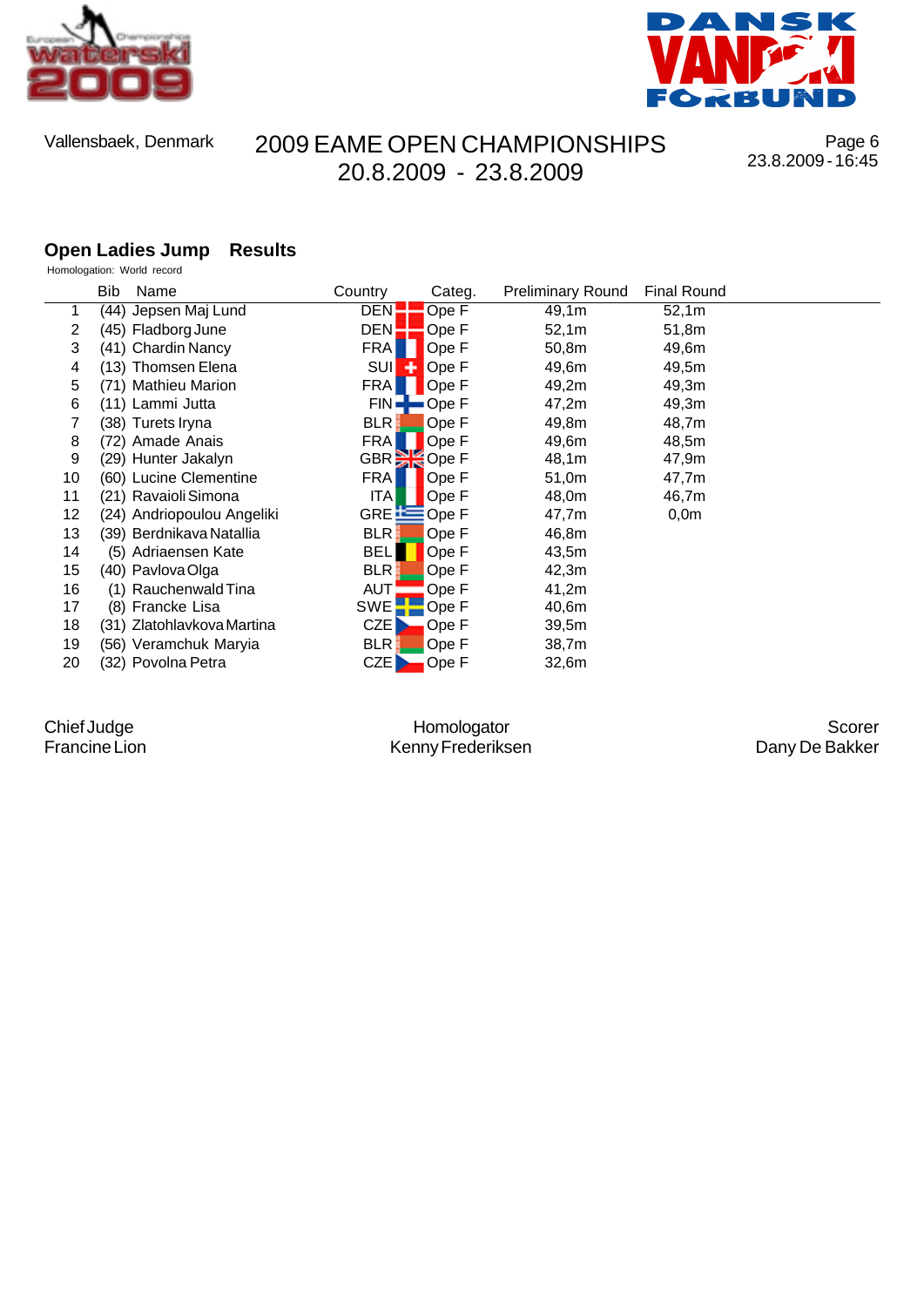Vallensbaek, Denmark

# 2009 EAME OPEN CHAMPIONSHIPS
## 20.8.2009 - 23.8.2009

23.8.2009 - 16:45

### Open Ladies Jump Results

Homologation: World record

| | Bib | Name | Country | Categ. | Preliminary Round | Final Round |
|---|---|---|---|---|---|---|
| 1 | (44) | Jepsen Maj Lund | DEN | Ope F | 49,1m | 52,1m |
| 2 | (45) | Fladborg June | DEN | Ope F | 52,1m | 51,8m |
| 3 | (41) | Chardin Nancy | FRA | Ope F | 50,8m | 49,6m |
| 4 | (13) | Thomsen Elena | SUI | Ope F | 49,6m | 49,5m |
| 5 | (71) | Mathieu Marion | FRA | Ope F | 49,2m | 49,3m |
| 6 | (11) | Lammi Jutta | FIN | Ope F | 47,2m | 49,3m |
| 7 | (38) | Turets Iryna | BLR | Ope F | 49,8m | 48,7m |
| 8 | (72) | Amade Anais | FRA | Ope F | 49,6m | 48,5m |
| 9 | (29) | Hunter Jakalyn | GBR | Ope F | 48,1m | 47,9m |
| 10 | (60) | Lucine Clementine | FRA | Ope F | 51,0m | 47,7m |
| 11 | (21) | Ravaioli Simona | ITA | Ope F | 48,0m | 46,7m |
| 12 | (24) | Andriopoulou Angeliki | GRE | Ope F | 47,7m | 0,0m |
| 13 | (39) | Berdnikava Natallia | BLR | Ope F | 46,8m | |
| 14 | (5) | Adriaensen Kate | BEL | Ope F | 43,5m | |
| 15 | (40) | Pavlova Olga | BLR | Ope F | 42,3m | |
| 16 | (1) | Rauchenwald Tina | AUT | Ope F | 41,2m | |
| 17 | (8) | Francke Lisa | SWE | Ope F | 40,6m | |
| 18 | (31) | Zlatohlavkova Martina | CZE | Ope F | 39,5m | |
| 19 | (56) | Veramchuk Maryia | BLR | Ope F | 38,7m | |
| 20 | (32) | Povolna Petra | CZE | Ope F | 32,6m | |

Chief Judge
Francine Lion

Homologator
Kenny Frederiksen

Scorer
Dany De Bakker